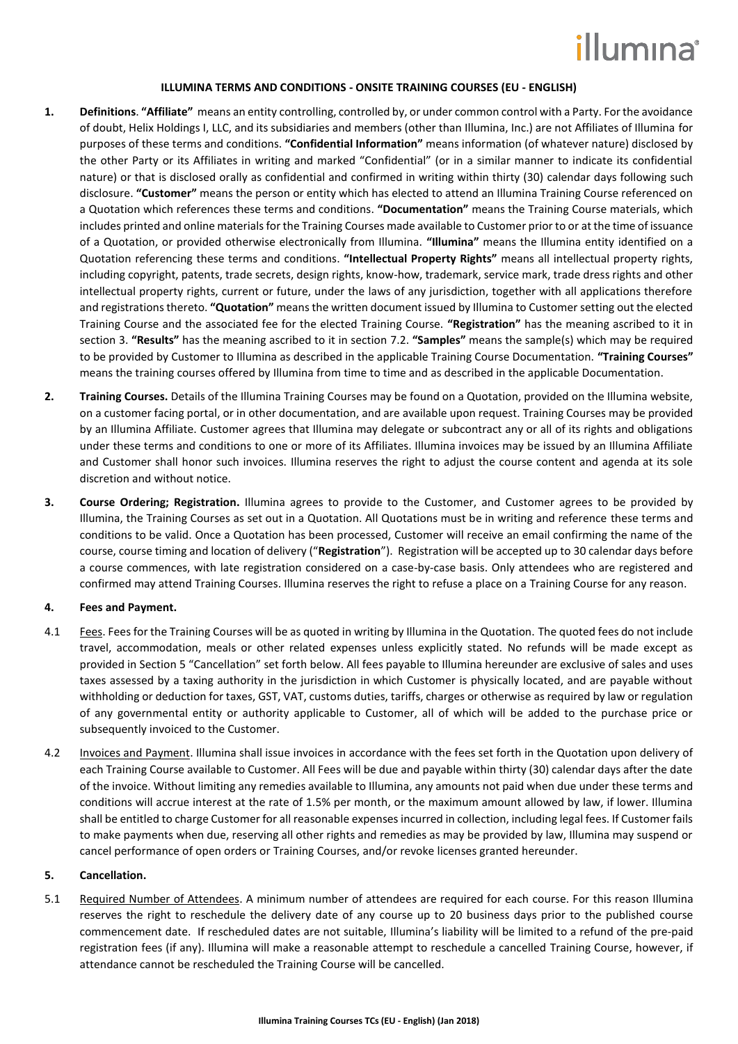# ILLUMINA TERMS AND CONDITIONS - ONSITE TRAINING COURSES (EU - ENGLISH)

**1. Definitions**. **"Affiliate"** means an entity controlling, controlled by, or under common control with a Party. For the avoidance of doubt, Helix Holdings I, LLC, and its subsidiaries and members (other than Illumina, Inc.) are not Affiliates of Illumina for purposes of these terms and conditions. **"Confidential Information"** means information (of whatever nature) disclosed by the other Party or its Affiliates in writing and marked "Confidential" (or in a similar manner to indicate its confidential nature) or that is disclosed orally as confidential and confirmed in writing within thirty (30) calendar days following such disclosure. **"Customer"** means the person or entity which has elected to attend an Illumina Training Course referenced on a Quotation which references these terms and conditions. **"Documentation"** means the Training Course materials, which includes printed and online materials for the Training Courses made available to Customer prior to or at the time of issuance of a Quotation, or provided otherwise electronically from Illumina. **"Illumina"** means the Illumina entity identified on a Quotation referencing these terms and conditions. **"Intellectual Property Rights"** means all intellectual property rights, including copyright, patents, trade secrets, design rights, know-how, trademark, service mark, trade dress rights and other intellectual property rights, current or future, under the laws of any jurisdiction, together with all applications therefore and registrations thereto. **"Quotation"** means the written document issued by Illumina to Customer setting out the elected Training Course and the associated fee for the elected Training Course. **"Registration"** has the meaning ascribed to it in section 3. **"Results"** has the meaning ascribed to it in section 7.2. **"Samples"** means the sample(s) which may be required to be provided by Customer to Illumina as described in the applicable Training Course Documentation. **"Training Courses"** means the training courses offered by Illumina from time to time and as described in the applicable Documentation.

**2. Training Courses.** Details of the Illumina Training Courses may be found on a Quotation, provided on the Illumina website, on a customer facing portal, or in other documentation, and are available upon request. Training Courses may be provided by an Illumina Affiliate. Customer agrees that Illumina may delegate or subcontract any or all of its rights and obligations under these terms and conditions to one or more of its Affiliates. Illumina invoices may be issued by an Illumina Affiliate and Customer shall honor such invoices. Illumina reserves the right to adjust the course content and agenda at its sole discretion and without notice.

**3. Course Ordering; Registration.** Illumina agrees to provide to the Customer, and Customer agrees to be provided by Illumina, the Training Courses as set out in a Quotation. All Quotations must be in writing and reference these terms and conditions to be valid. Once a Quotation has been processed, Customer will receive an email confirming the name of the course, course timing and location of delivery ("**Registration**"). Registration will be accepted up to 30 calendar days before a course commences, with late registration considered on a case-by-case basis. Only attendees who are registered and confirmed may attend Training Courses. Illumina reserves the right to refuse a place on a Training Course for any reason.

**4. Fees and Payment.**

4.1 Fees. Fees for the Training Courses will be as quoted in writing by Illumina in the Quotation. The quoted fees do not include travel, accommodation, meals or other related expenses unless explicitly stated. No refunds will be made except as provided in Section 5 "Cancellation" set forth below. All fees payable to Illumina hereunder are exclusive of sales and uses taxes assessed by a taxing authority in the jurisdiction in which Customer is physically located, and are payable without withholding or deduction for taxes, GST, VAT, customs duties, tariffs, charges or otherwise as required by law or regulation of any governmental entity or authority applicable to Customer, all of which will be added to the purchase price or subsequently invoiced to the Customer.

4.2 Invoices and Payment. Illumina shall issue invoices in accordance with the fees set forth in the Quotation upon delivery of each Training Course available to Customer. All Fees will be due and payable within thirty (30) calendar days after the date of the invoice. Without limiting any remedies available to Illumina, any amounts not paid when due under these terms and conditions will accrue interest at the rate of 1.5% per month, or the maximum amount allowed by law, if lower. Illumina shall be entitled to charge Customer for all reasonable expenses incurred in collection, including legal fees. If Customer fails to make payments when due, reserving all other rights and remedies as may be provided by law, Illumina may suspend or cancel performance of open orders or Training Courses, and/or revoke licenses granted hereunder.

**5. Cancellation.**

5.1 Required Number of Attendees. A minimum number of attendees are required for each course. For this reason Illumina reserves the right to reschedule the delivery date of any course up to 20 business days prior to the published course commencement date. If rescheduled dates are not suitable, Illumina's liability will be limited to a refund of the pre-paid registration fees (if any). Illumina will make a reasonable attempt to reschedule a cancelled Training Course, however, if attendance cannot be rescheduled the Training Course will be cancelled.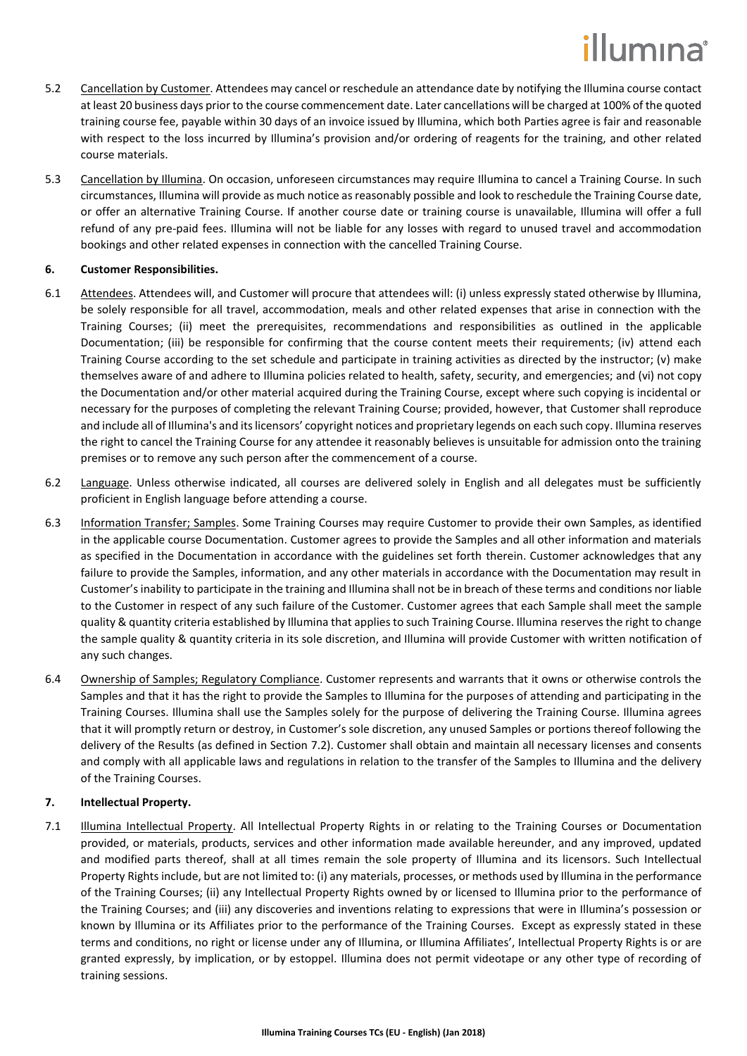5.2 Cancellation by Customer. Attendees may cancel or reschedule an attendance date by notifying the Illumina course contact at least 20 business days prior to the course commencement date. Later cancellations will be charged at 100% of the quoted training course fee, payable within 30 days of an invoice issued by Illumina, which both Parties agree is fair and reasonable with respect to the loss incurred by Illumina's provision and/or ordering of reagents for the training, and other related course materials.

5.3 Cancellation by Illumina. On occasion, unforeseen circumstances may require Illumina to cancel a Training Course. In such circumstances, Illumina will provide as much notice as reasonably possible and look to reschedule the Training Course date, or offer an alternative Training Course. If another course date or training course is unavailable, Illumina will offer a full refund of any pre-paid fees. Illumina will not be liable for any losses with regard to unused travel and accommodation bookings and other related expenses in connection with the cancelled Training Course.

**6. Customer Responsibilities.**

6.1 Attendees. Attendees will, and Customer will procure that attendees will: (i) unless expressly stated otherwise by Illumina, be solely responsible for all travel, accommodation, meals and other related expenses that arise in connection with the Training Courses; (ii) meet the prerequisites, recommendations and responsibilities as outlined in the applicable Documentation; (iii) be responsible for confirming that the course content meets their requirements; (iv) attend each Training Course according to the set schedule and participate in training activities as directed by the instructor; (v) make themselves aware of and adhere to Illumina policies related to health, safety, security, and emergencies; and (vi) not copy the Documentation and/or other material acquired during the Training Course, except where such copying is incidental or necessary for the purposes of completing the relevant Training Course; provided, however, that Customer shall reproduce and include all of Illumina's and its licensors' copyright notices and proprietary legends on each such copy. Illumina reserves the right to cancel the Training Course for any attendee it reasonably believes is unsuitable for admission onto the training premises or to remove any such person after the commencement of a course.

6.2 Language. Unless otherwise indicated, all courses are delivered solely in English and all delegates must be sufficiently proficient in English language before attending a course.

6.3 Information Transfer; Samples. Some Training Courses may require Customer to provide their own Samples, as identified in the applicable course Documentation. Customer agrees to provide the Samples and all other information and materials as specified in the Documentation in accordance with the guidelines set forth therein. Customer acknowledges that any failure to provide the Samples, information, and any other materials in accordance with the Documentation may result in Customer's inability to participate in the training and Illumina shall not be in breach of these terms and conditions nor liable to the Customer in respect of any such failure of the Customer. Customer agrees that each Sample shall meet the sample quality & quantity criteria established by Illumina that applies to such Training Course. Illumina reserves the right to change the sample quality & quantity criteria in its sole discretion, and Illumina will provide Customer with written notification of any such changes.

6.4 Ownership of Samples; Regulatory Compliance. Customer represents and warrants that it owns or otherwise controls the Samples and that it has the right to provide the Samples to Illumina for the purposes of attending and participating in the Training Courses. Illumina shall use the Samples solely for the purpose of delivering the Training Course. Illumina agrees that it will promptly return or destroy, in Customer's sole discretion, any unused Samples or portions thereof following the delivery of the Results (as defined in Section 7.2). Customer shall obtain and maintain all necessary licenses and consents and comply with all applicable laws and regulations in relation to the transfer of the Samples to Illumina and the delivery of the Training Courses.

**7. Intellectual Property.**

7.1 Illumina Intellectual Property. All Intellectual Property Rights in or relating to the Training Courses or Documentation provided, or materials, products, services and other information made available hereunder, and any improved, updated and modified parts thereof, shall at all times remain the sole property of Illumina and its licensors. Such Intellectual Property Rights include, but are not limited to: (i) any materials, processes, or methods used by Illumina in the performance of the Training Courses; (ii) any Intellectual Property Rights owned by or licensed to Illumina prior to the performance of the Training Courses; and (iii) any discoveries and inventions relating to expressions that were in Illumina's possession or known by Illumina or its Affiliates prior to the performance of the Training Courses. Except as expressly stated in these terms and conditions, no right or license under any of Illumina, or Illumina Affiliates', Intellectual Property Rights is or are granted expressly, by implication, or by estoppel. Illumina does not permit videotape or any other type of recording of training sessions.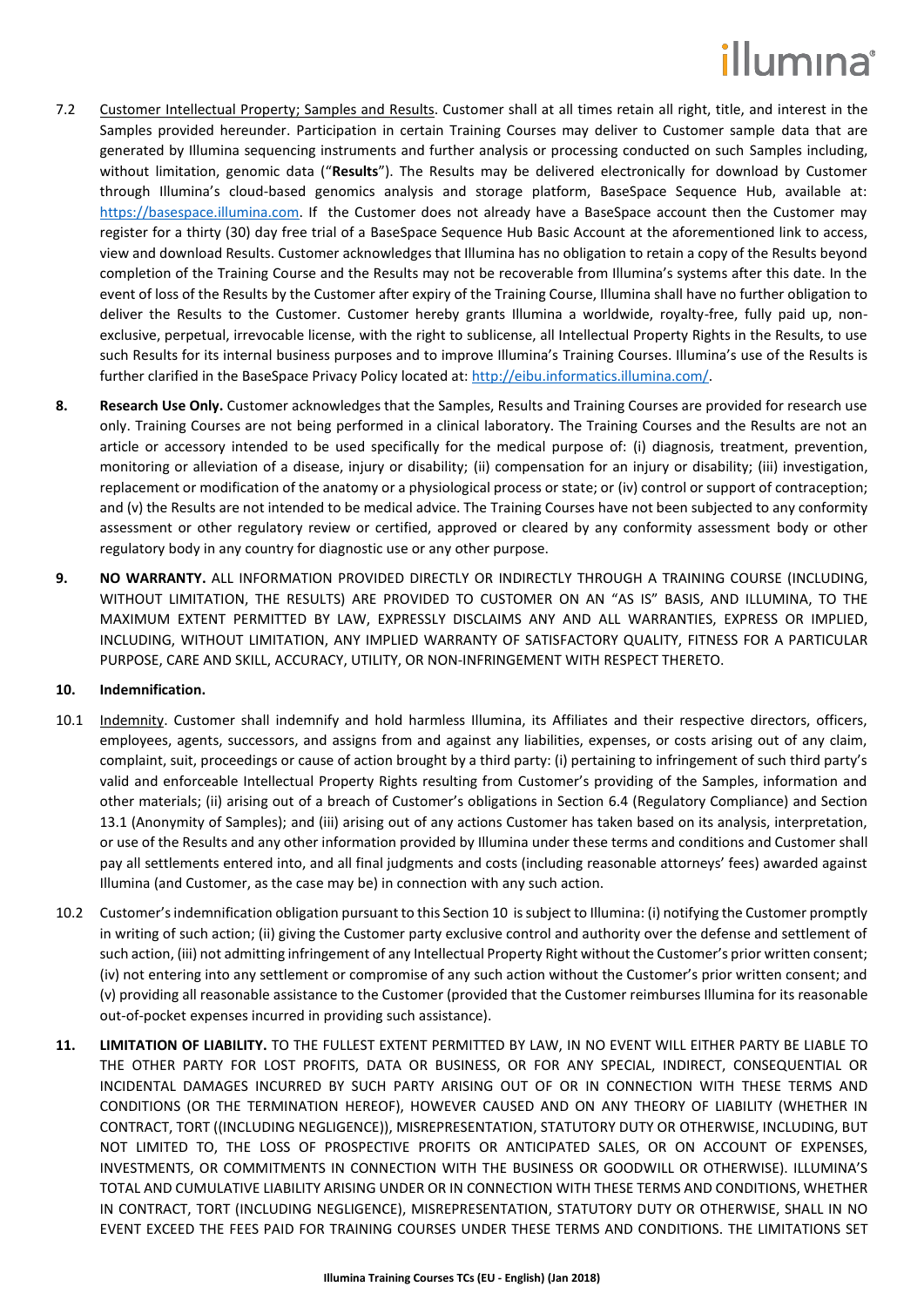7.2 Customer Intellectual Property; Samples and Results. Customer shall at all times retain all right, title, and interest in the Samples provided hereunder. Participation in certain Training Courses may deliver to Customer sample data that are generated by Illumina sequencing instruments and further analysis or processing conducted on such Samples including, without limitation, genomic data ("**Results**"). The Results may be delivered electronically for download by Customer through Illumina's cloud-based genomics analysis and storage platform, BaseSpace Sequence Hub, available at: [https://basespace.illumina.com](https://basespace.illumina.com). If the Customer does not already have a BaseSpace account then the Customer may register for a thirty (30) day free trial of a BaseSpace Sequence Hub Basic Account at the aforementioned link to access, view and download Results. Customer acknowledges that Illumina has no obligation to retain a copy of the Results beyond completion of the Training Course and the Results may not be recoverable from Illumina's systems after this date. In the event of loss of the Results by the Customer after expiry of the Training Course, Illumina shall have no further obligation to deliver the Results to the Customer. Customer hereby grants Illumina a worldwide, royalty-free, fully paid up, non-exclusive, perpetual, irrevocable license, with the right to sublicense, all Intellectual Property Rights in the Results, to use such Results for its internal business purposes and to improve Illumina's Training Courses. Illumina's use of the Results is further clarified in the BaseSpace Privacy Policy located at: [http://eibu.informatics.illumina.com/](http://eibu.informatics.illumina.com/).

**8. Research Use Only.** Customer acknowledges that the Samples, Results and Training Courses are provided for research use only. Training Courses are not being performed in a clinical laboratory. The Training Courses and the Results are not an article or accessory intended to be used specifically for the medical purpose of: (i) diagnosis, treatment, prevention, monitoring or alleviation of a disease, injury or disability; (ii) compensation for an injury or disability; (iii) investigation, replacement or modification of the anatomy or a physiological process or state; or (iv) control or support of contraception; and (v) the Results are not intended to be medical advice. The Training Courses have not been subjected to any conformity assessment or other regulatory review or certified, approved or cleared by any conformity assessment body or other regulatory body in any country for diagnostic use or any other purpose.

**9. NO WARRANTY.** ALL INFORMATION PROVIDED DIRECTLY OR INDIRECTLY THROUGH A TRAINING COURSE (INCLUDING, WITHOUT LIMITATION, THE RESULTS) ARE PROVIDED TO CUSTOMER ON AN "AS IS" BASIS, AND ILLUMINA, TO THE MAXIMUM EXTENT PERMITTED BY LAW, EXPRESSLY DISCLAIMS ANY AND ALL WARRANTIES, EXPRESS OR IMPLIED, INCLUDING, WITHOUT LIMITATION, ANY IMPLIED WARRANTY OF SATISFACTORY QUALITY, FITNESS FOR A PARTICULAR PURPOSE, CARE AND SKILL, ACCURACY, UTILITY, OR NON-INFRINGEMENT WITH RESPECT THERETO.

**10. Indemnification.**

10.1 Indemnity. Customer shall indemnify and hold harmless Illumina, its Affiliates and their respective directors, officers, employees, agents, successors, and assigns from and against any liabilities, expenses, or costs arising out of any claim, complaint, suit, proceedings or cause of action brought by a third party: (i) pertaining to infringement of such third party's valid and enforceable Intellectual Property Rights resulting from Customer's providing of the Samples, information and other materials; (ii) arising out of a breach of Customer's obligations in Section 6.4 (Regulatory Compliance) and Section 13.1 (Anonymity of Samples); and (iii) arising out of any actions Customer has taken based on its analysis, interpretation, or use of the Results and any other information provided by Illumina under these terms and conditions and Customer shall pay all settlements entered into, and all final judgments and costs (including reasonable attorneys' fees) awarded against Illumina (and Customer, as the case may be) in connection with any such action.

10.2 Customer's indemnification obligation pursuant to this Section 10 is subject to Illumina: (i) notifying the Customer promptly in writing of such action; (ii) giving the Customer party exclusive control and authority over the defense and settlement of such action, (iii) not admitting infringement of any Intellectual Property Right without the Customer's prior written consent; (iv) not entering into any settlement or compromise of any such action without the Customer's prior written consent; and (v) providing all reasonable assistance to the Customer (provided that the Customer reimburses Illumina for its reasonable out-of-pocket expenses incurred in providing such assistance).

**11. LIMITATION OF LIABILITY.** TO THE FULLEST EXTENT PERMITTED BY LAW, IN NO EVENT WILL EITHER PARTY BE LIABLE TO THE OTHER PARTY FOR LOST PROFITS, DATA OR BUSINESS, OR FOR ANY SPECIAL, INDIRECT, CONSEQUENTIAL OR INCIDENTAL DAMAGES INCURRED BY SUCH PARTY ARISING OUT OF OR IN CONNECTION WITH THESE TERMS AND CONDITIONS (OR THE TERMINATION HEREOF), HOWEVER CAUSED AND ON ANY THEORY OF LIABILITY (WHETHER IN CONTRACT, TORT ((INCLUDING NEGLIGENCE)), MISREPRESENTATION, STATUTORY DUTY OR OTHERWISE, INCLUDING, BUT NOT LIMITED TO, THE LOSS OF PROSPECTIVE PROFITS OR ANTICIPATED SALES, OR ON ACCOUNT OF EXPENSES, INVESTMENTS, OR COMMITMENTS IN CONNECTION WITH THE BUSINESS OR GOODWILL OR OTHERWISE). ILLUMINA'S TOTAL AND CUMULATIVE LIABILITY ARISING UNDER OR IN CONNECTION WITH THESE TERMS AND CONDITIONS, WHETHER IN CONTRACT, TORT (INCLUDING NEGLIGENCE), MISREPRESENTATION, STATUTORY DUTY OR OTHERWISE, SHALL IN NO EVENT EXCEED THE FEES PAID FOR TRAINING COURSES UNDER THESE TERMS AND CONDITIONS. THE LIMITATIONS SET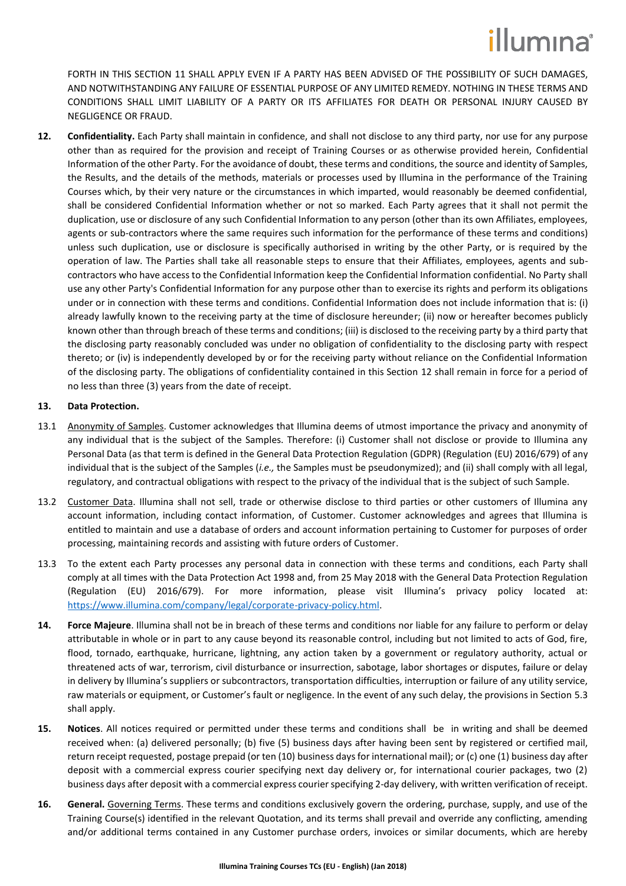FORTH IN THIS SECTION 11 SHALL APPLY EVEN IF A PARTY HAS BEEN ADVISED OF THE POSSIBILITY OF SUCH DAMAGES, AND NOTWITHSTANDING ANY FAILURE OF ESSENTIAL PURPOSE OF ANY LIMITED REMEDY. NOTHING IN THESE TERMS AND CONDITIONS SHALL LIMIT LIABILITY OF A PARTY OR ITS AFFILIATES FOR DEATH OR PERSONAL INJURY CAUSED BY NEGLIGENCE OR FRAUD.

**12. Confidentiality.** Each Party shall maintain in confidence, and shall not disclose to any third party, nor use for any purpose other than as required for the provision and receipt of Training Courses or as otherwise provided herein, Confidential Information of the other Party. For the avoidance of doubt, these terms and conditions, the source and identity of Samples, the Results, and the details of the methods, materials or processes used by Illumina in the performance of the Training Courses which, by their very nature or the circumstances in which imparted, would reasonably be deemed confidential, shall be considered Confidential Information whether or not so marked. Each Party agrees that it shall not permit the duplication, use or disclosure of any such Confidential Information to any person (other than its own Affiliates, employees, agents or sub-contractors where the same requires such information for the performance of these terms and conditions) unless such duplication, use or disclosure is specifically authorised in writing by the other Party, or is required by the operation of law. The Parties shall take all reasonable steps to ensure that their Affiliates, employees, agents and sub-contractors who have access to the Confidential Information keep the Confidential Information confidential. No Party shall use any other Party's Confidential Information for any purpose other than to exercise its rights and perform its obligations under or in connection with these terms and conditions. Confidential Information does not include information that is: (i) already lawfully known to the receiving party at the time of disclosure hereunder; (ii) now or hereafter becomes publicly known other than through breach of these terms and conditions; (iii) is disclosed to the receiving party by a third party that the disclosing party reasonably concluded was under no obligation of confidentiality to the disclosing party with respect thereto; or (iv) is independently developed by or for the receiving party without reliance on the Confidential Information of the disclosing party. The obligations of confidentiality contained in this Section 12 shall remain in force for a period of no less than three (3) years from the date of receipt.

**13. Data Protection.**

13.1 Anonymity of Samples. Customer acknowledges that Illumina deems of utmost importance the privacy and anonymity of any individual that is the subject of the Samples. Therefore: (i) Customer shall not disclose or provide to Illumina any Personal Data (as that term is defined in the General Data Protection Regulation (GDPR) (Regulation (EU) 2016/679) of any individual that is the subject of the Samples (*i.e.,* the Samples must be pseudonymized); and (ii) shall comply with all legal, regulatory, and contractual obligations with respect to the privacy of the individual that is the subject of such Sample.

13.2 Customer Data. Illumina shall not sell, trade or otherwise disclose to third parties or other customers of Illumina any account information, including contact information, of Customer. Customer acknowledges and agrees that Illumina is entitled to maintain and use a database of orders and account information pertaining to Customer for purposes of order processing, maintaining records and assisting with future orders of Customer.

13.3 To the extent each Party processes any personal data in connection with these terms and conditions, each Party shall comply at all times with the Data Protection Act 1998 and, from 25 May 2018 with the General Data Protection Regulation (Regulation (EU) 2016/679). For more information, please visit Illumina's privacy policy located at: https://www.illumina.com/company/legal/corporate-privacy-policy.html.

**14. Force Majeure**. Illumina shall not be in breach of these terms and conditions nor liable for any failure to perform or delay attributable in whole or in part to any cause beyond its reasonable control, including but not limited to acts of God, fire, flood, tornado, earthquake, hurricane, lightning, any action taken by a government or regulatory authority, actual or threatened acts of war, terrorism, civil disturbance or insurrection, sabotage, labor shortages or disputes, failure or delay in delivery by Illumina's suppliers or subcontractors, transportation difficulties, interruption or failure of any utility service, raw materials or equipment, or Customer's fault or negligence. In the event of any such delay, the provisions in Section 5.3 shall apply.

**15. Notices**. All notices required or permitted under these terms and conditions shall be in writing and shall be deemed received when: (a) delivered personally; (b) five (5) business days after having been sent by registered or certified mail, return receipt requested, postage prepaid (or ten (10) business days for international mail); or (c) one (1) business day after deposit with a commercial express courier specifying next day delivery or, for international courier packages, two (2) business days after deposit with a commercial express courier specifying 2-day delivery, with written verification of receipt.

**16. General.** Governing Terms. These terms and conditions exclusively govern the ordering, purchase, supply, and use of the Training Course(s) identified in the relevant Quotation, and its terms shall prevail and override any conflicting, amending and/or additional terms contained in any Customer purchase orders, invoices or similar documents, which are hereby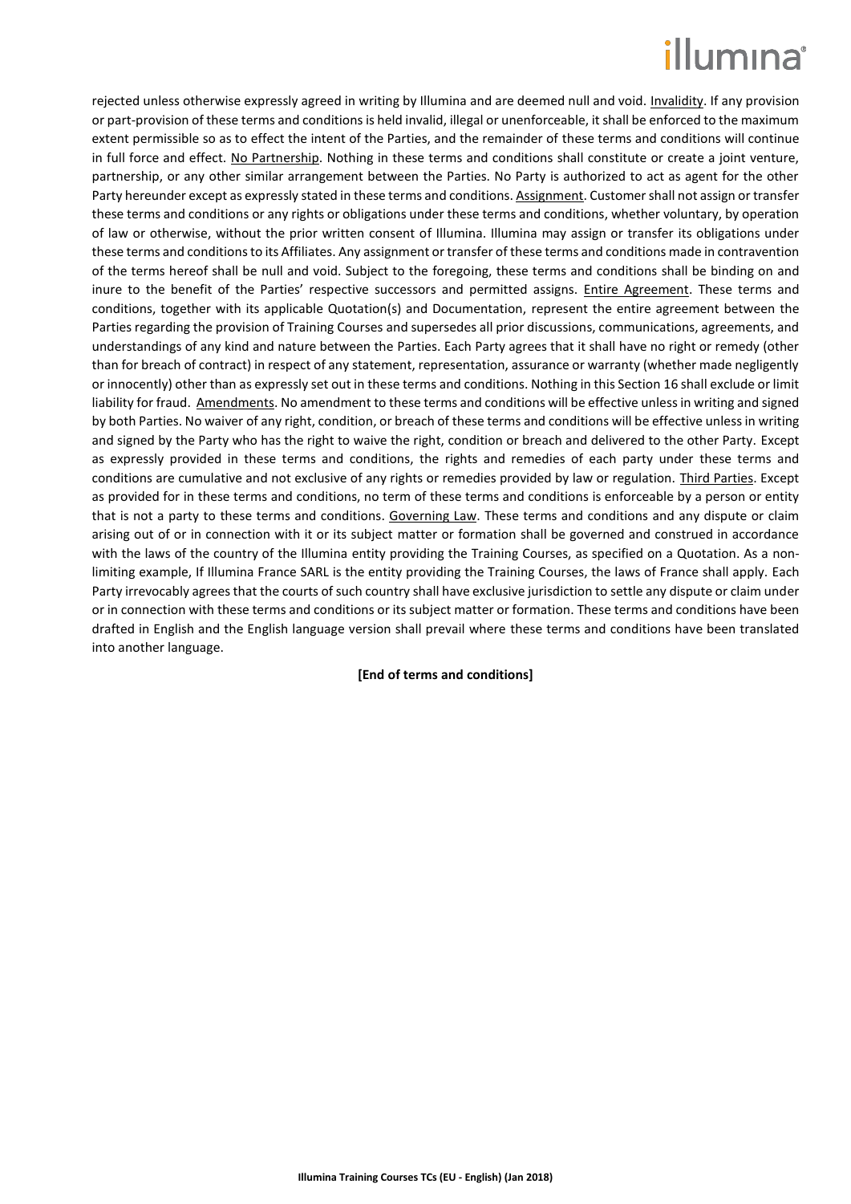rejected unless otherwise expressly agreed in writing by Illumina and are deemed null and void. Invalidity. If any provision or part-provision of these terms and conditions is held invalid, illegal or unenforceable, it shall be enforced to the maximum extent permissible so as to effect the intent of the Parties, and the remainder of these terms and conditions will continue in full force and effect. No Partnership. Nothing in these terms and conditions shall constitute or create a joint venture, partnership, or any other similar arrangement between the Parties. No Party is authorized to act as agent for the other Party hereunder except as expressly stated in these terms and conditions. Assignment. Customer shall not assign or transfer these terms and conditions or any rights or obligations under these terms and conditions, whether voluntary, by operation of law or otherwise, without the prior written consent of Illumina. Illumina may assign or transfer its obligations under these terms and conditions to its Affiliates. Any assignment or transfer of these terms and conditions made in contravention of the terms hereof shall be null and void. Subject to the foregoing, these terms and conditions shall be binding on and inure to the benefit of the Parties' respective successors and permitted assigns. Entire Agreement. These terms and conditions, together with its applicable Quotation(s) and Documentation, represent the entire agreement between the Parties regarding the provision of Training Courses and supersedes all prior discussions, communications, agreements, and understandings of any kind and nature between the Parties. Each Party agrees that it shall have no right or remedy (other than for breach of contract) in respect of any statement, representation, assurance or warranty (whether made negligently or innocently) other than as expressly set out in these terms and conditions. Nothing in this Section 16 shall exclude or limit liability for fraud. Amendments. No amendment to these terms and conditions will be effective unless in writing and signed by both Parties. No waiver of any right, condition, or breach of these terms and conditions will be effective unless in writing and signed by the Party who has the right to waive the right, condition or breach and delivered to the other Party. Except as expressly provided in these terms and conditions, the rights and remedies of each party under these terms and conditions are cumulative and not exclusive of any rights or remedies provided by law or regulation. Third Parties. Except as provided for in these terms and conditions, no term of these terms and conditions is enforceable by a person or entity that is not a party to these terms and conditions. Governing Law. These terms and conditions and any dispute or claim arising out of or in connection with it or its subject matter or formation shall be governed and construed in accordance with the laws of the country of the Illumina entity providing the Training Courses, as specified on a Quotation. As a non-limiting example, If Illumina France SARL is the entity providing the Training Courses, the laws of France shall apply. Each Party irrevocably agrees that the courts of such country shall have exclusive jurisdiction to settle any dispute or claim under or in connection with these terms and conditions or its subject matter or formation. These terms and conditions have been drafted in English and the English language version shall prevail where these terms and conditions have been translated into another language.

**[End of terms and conditions]**